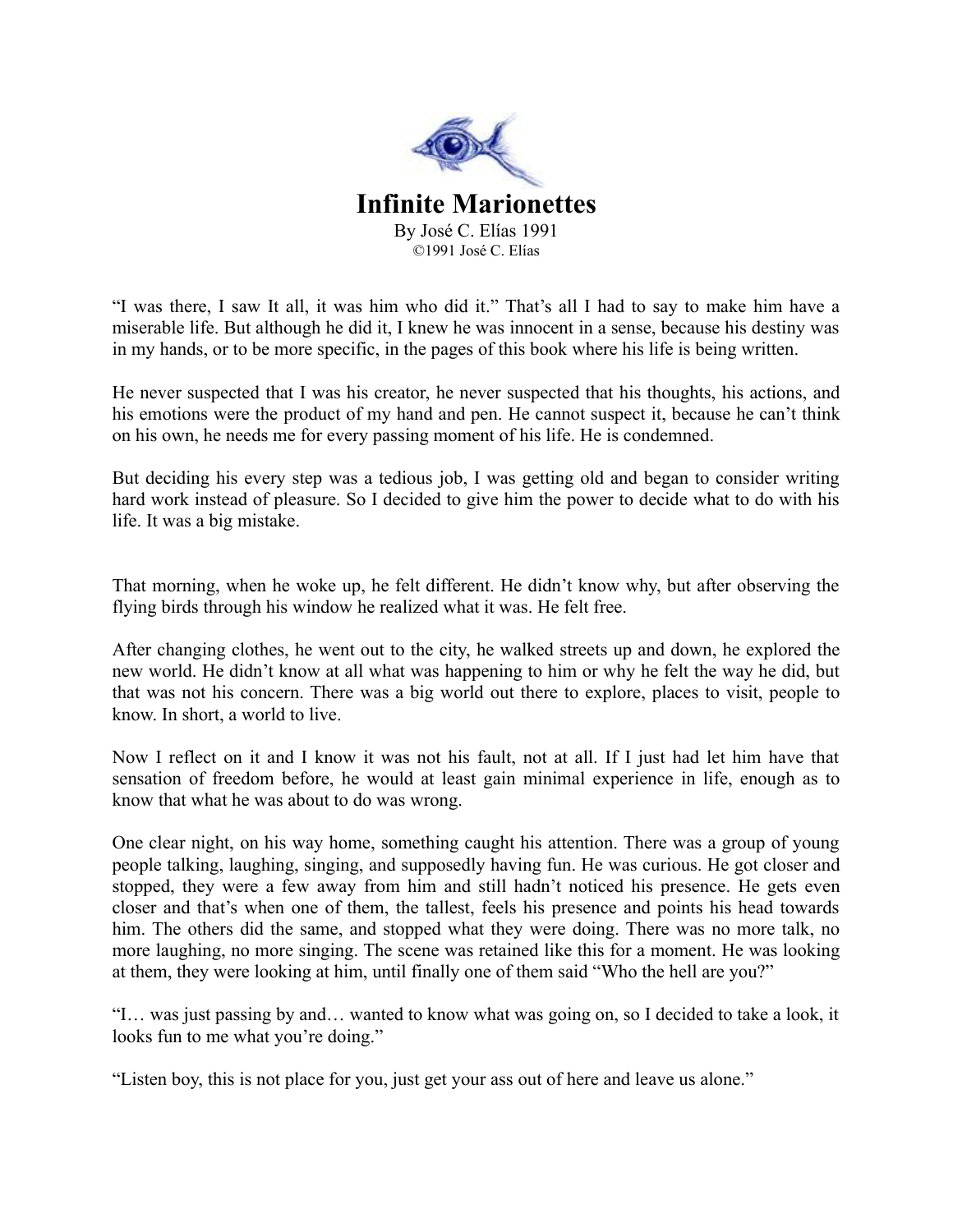# Infinite Marionettes

By José C. Elías 1991
©1991 José C. Elías

"I was there, I saw It all, it was him who did it." That's all I had to say to make him have a miserable life. But although he did it, I knew he was innocent in a sense, because his destiny was in my hands, or to be more specific, in the pages of this book where his life is being written.

He never suspected that I was his creator, he never suspected that his thoughts, his actions, and his emotions were the product of my hand and pen. He cannot suspect it, because he can't think on his own, he needs me for every passing moment of his life. He is condemned.

But deciding his every step was a tedious job, I was getting old and began to consider writing hard work instead of pleasure. So I decided to give him the power to decide what to do with his life. It was a big mistake.

That morning, when he woke up, he felt different. He didn't know why, but after observing the flying birds through his window he realized what it was. He felt free.

After changing clothes, he went out to the city, he walked streets up and down, he explored the new world. He didn't know at all what was happening to him or why he felt the way he did, but that was not his concern. There was a big world out there to explore, places to visit, people to know. In short, a world to live.

Now I reflect on it and I know it was not his fault, not at all. If I just had let him have that sensation of freedom before, he would at least gain minimal experience in life, enough as to know that what he was about to do was wrong.

One clear night, on his way home, something caught his attention. There was a group of young people talking, laughing, singing, and supposedly having fun. He was curious. He got closer and stopped, they were a few away from him and still hadn't noticed his presence. He gets even closer and that's when one of them, the tallest, feels his presence and points his head towards him. The others did the same, and stopped what they were doing. There was no more talk, no more laughing, no more singing. The scene was retained like this for a moment. He was looking at them, they were looking at him, until finally one of them said "Who the hell are you?"

"I… was just passing by and… wanted to know what was going on, so I decided to take a look, it looks fun to me what you're doing."

"Listen boy, this is not place for you, just get your ass out of here and leave us alone."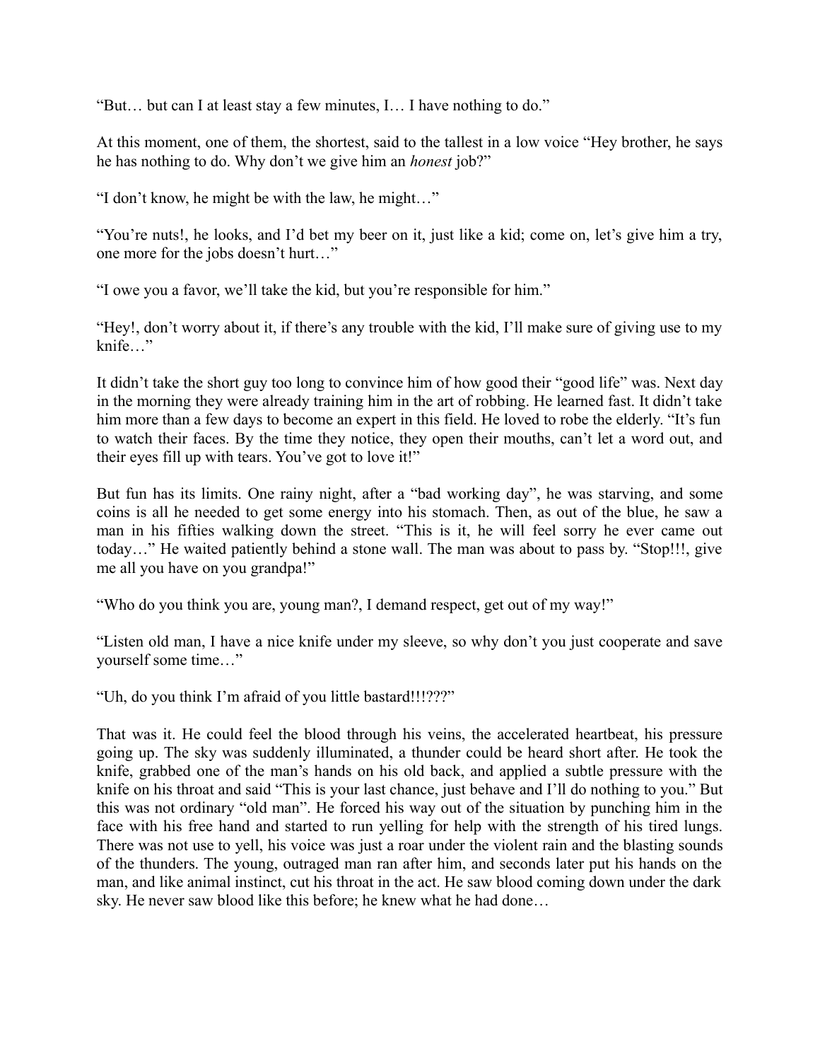"But… but can I at least stay a few minutes, I… I have nothing to do."

At this moment, one of them, the shortest, said to the tallest in a low voice "Hey brother, he says he has nothing to do. Why don't we give him an *honest* job?"

"I don't know, he might be with the law, he might…"

"You're nuts!, he looks, and I'd bet my beer on it, just like a kid; come on, let's give him a try, one more for the jobs doesn't hurt…"

"I owe you a favor, we'll take the kid, but you're responsible for him."

"Hey!, don't worry about it, if there's any trouble with the kid, I'll make sure of giving use to my knife…"

It didn't take the short guy too long to convince him of how good their "good life" was. Next day in the morning they were already training him in the art of robbing. He learned fast. It didn't take him more than a few days to become an expert in this field. He loved to robe the elderly. "It's fun to watch their faces. By the time they notice, they open their mouths, can't let a word out, and their eyes fill up with tears. You've got to love it!"

But fun has its limits. One rainy night, after a "bad working day", he was starving, and some coins is all he needed to get some energy into his stomach. Then, as out of the blue, he saw a man in his fifties walking down the street. "This is it, he will feel sorry he ever came out today…" He waited patiently behind a stone wall. The man was about to pass by. "Stop!!!, give me all you have on you grandpa!"

"Who do you think you are, young man?, I demand respect, get out of my way!"

"Listen old man, I have a nice knife under my sleeve, so why don't you just cooperate and save yourself some time…"

"Uh, do you think I'm afraid of you little bastard!!!???"

That was it. He could feel the blood through his veins, the accelerated heartbeat, his pressure going up. The sky was suddenly illuminated, a thunder could be heard short after. He took the knife, grabbed one of the man's hands on his old back, and applied a subtle pressure with the knife on his throat and said "This is your last chance, just behave and I'll do nothing to you." But this was not ordinary "old man". He forced his way out of the situation by punching him in the face with his free hand and started to run yelling for help with the strength of his tired lungs. There was not use to yell, his voice was just a roar under the violent rain and the blasting sounds of the thunders. The young, outraged man ran after him, and seconds later put his hands on the man, and like animal instinct, cut his throat in the act. He saw blood coming down under the dark sky. He never saw blood like this before; he knew what he had done…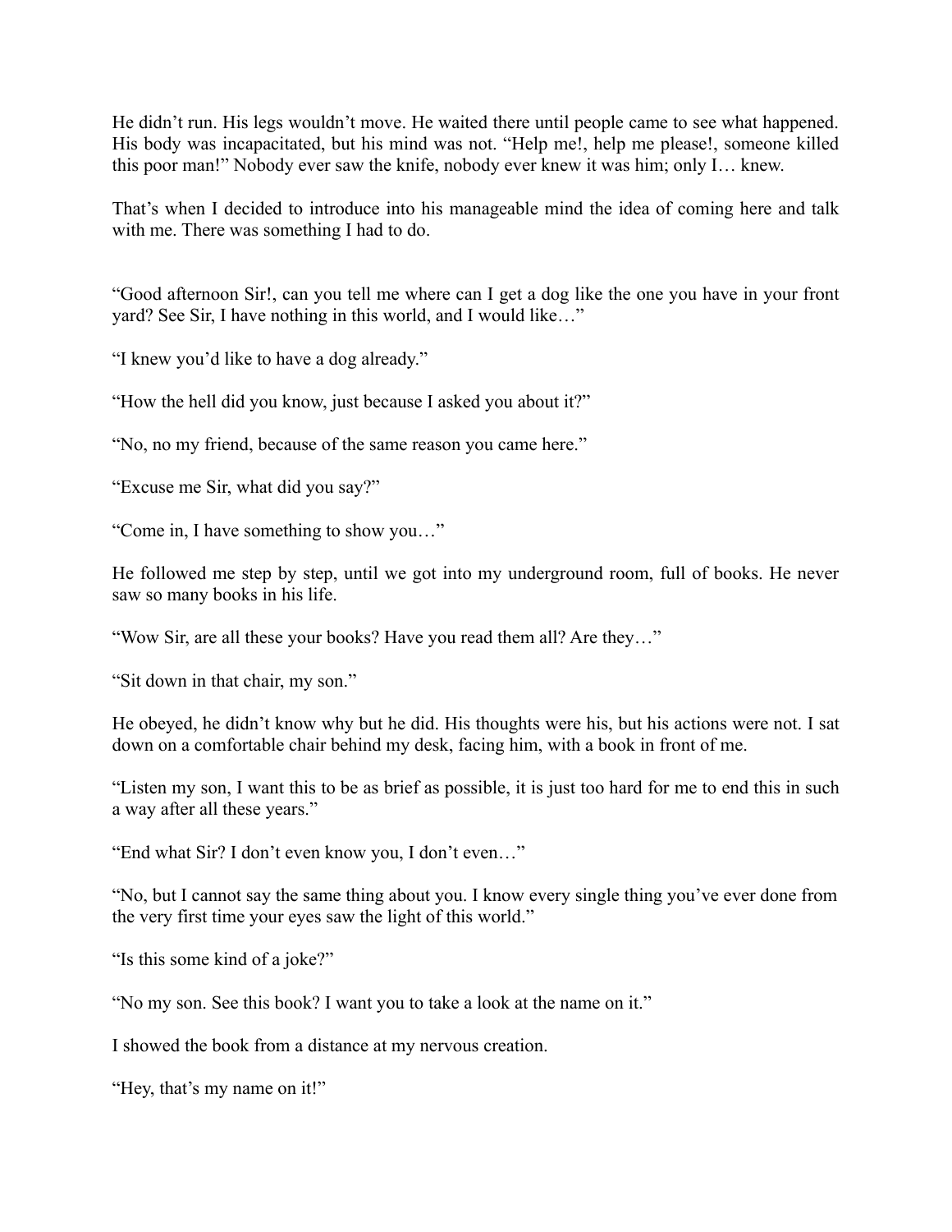He didn't run. His legs wouldn't move. He waited there until people came to see what happened. His body was incapacitated, but his mind was not. "Help me!, help me please!, someone killed this poor man!" Nobody ever saw the knife, nobody ever knew it was him; only I… knew.

That's when I decided to introduce into his manageable mind the idea of coming here and talk with me. There was something I had to do.

"Good afternoon Sir!, can you tell me where can I get a dog like the one you have in your front yard? See Sir, I have nothing in this world, and I would like…"

"I knew you'd like to have a dog already."

"How the hell did you know, just because I asked you about it?"

"No, no my friend, because of the same reason you came here."

"Excuse me Sir, what did you say?"

"Come in, I have something to show you…"

He followed me step by step, until we got into my underground room, full of books. He never saw so many books in his life.

"Wow Sir, are all these your books? Have you read them all? Are they…"

"Sit down in that chair, my son."

He obeyed, he didn't know why but he did. His thoughts were his, but his actions were not. I sat down on a comfortable chair behind my desk, facing him, with a book in front of me.

"Listen my son, I want this to be as brief as possible, it is just too hard for me to end this in such a way after all these years."

"End what Sir? I don't even know you, I don't even…"

"No, but I cannot say the same thing about you. I know every single thing you've ever done from the very first time your eyes saw the light of this world."

"Is this some kind of a joke?"

"No my son. See this book? I want you to take a look at the name on it."

I showed the book from a distance at my nervous creation.

"Hey, that's my name on it!"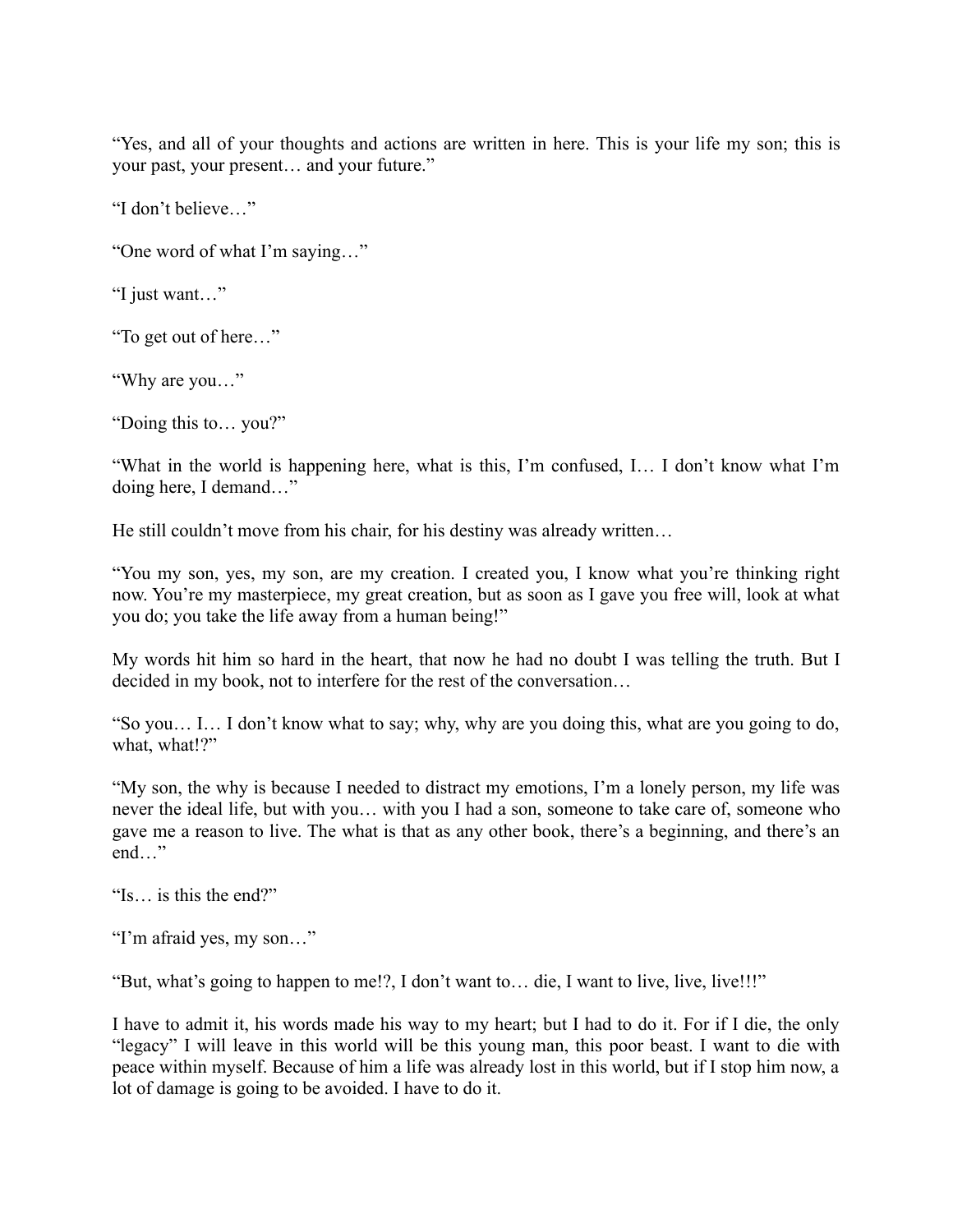"Yes, and all of your thoughts and actions are written in here. This is your life my son; this is your past, your present… and your future."

"I don't believe…"

"One word of what I'm saying…"

"I just want…"

"To get out of here…"

"Why are you…"

"Doing this to… you?"

"What in the world is happening here, what is this, I'm confused, I… I don't know what I'm doing here, I demand…"

He still couldn't move from his chair, for his destiny was already written…

"You my son, yes, my son, are my creation. I created you, I know what you're thinking right now. You're my masterpiece, my great creation, but as soon as I gave you free will, look at what you do; you take the life away from a human being!"

My words hit him so hard in the heart, that now he had no doubt I was telling the truth. But I decided in my book, not to interfere for the rest of the conversation…

"So you… I… I don't know what to say; why, why are you doing this, what are you going to do, what, what!?"

"My son, the why is because I needed to distract my emotions, I'm a lonely person, my life was never the ideal life, but with you… with you I had a son, someone to take care of, someone who gave me a reason to live. The what is that as any other book, there's a beginning, and there's an end…"

"Is… is this the end?"

"I'm afraid yes, my son…"

"But, what's going to happen to me!?, I don't want to… die, I want to live, live, live!!!"

I have to admit it, his words made his way to my heart; but I had to do it. For if I die, the only "legacy" I will leave in this world will be this young man, this poor beast. I want to die with peace within myself. Because of him a life was already lost in this world, but if I stop him now, a lot of damage is going to be avoided. I have to do it.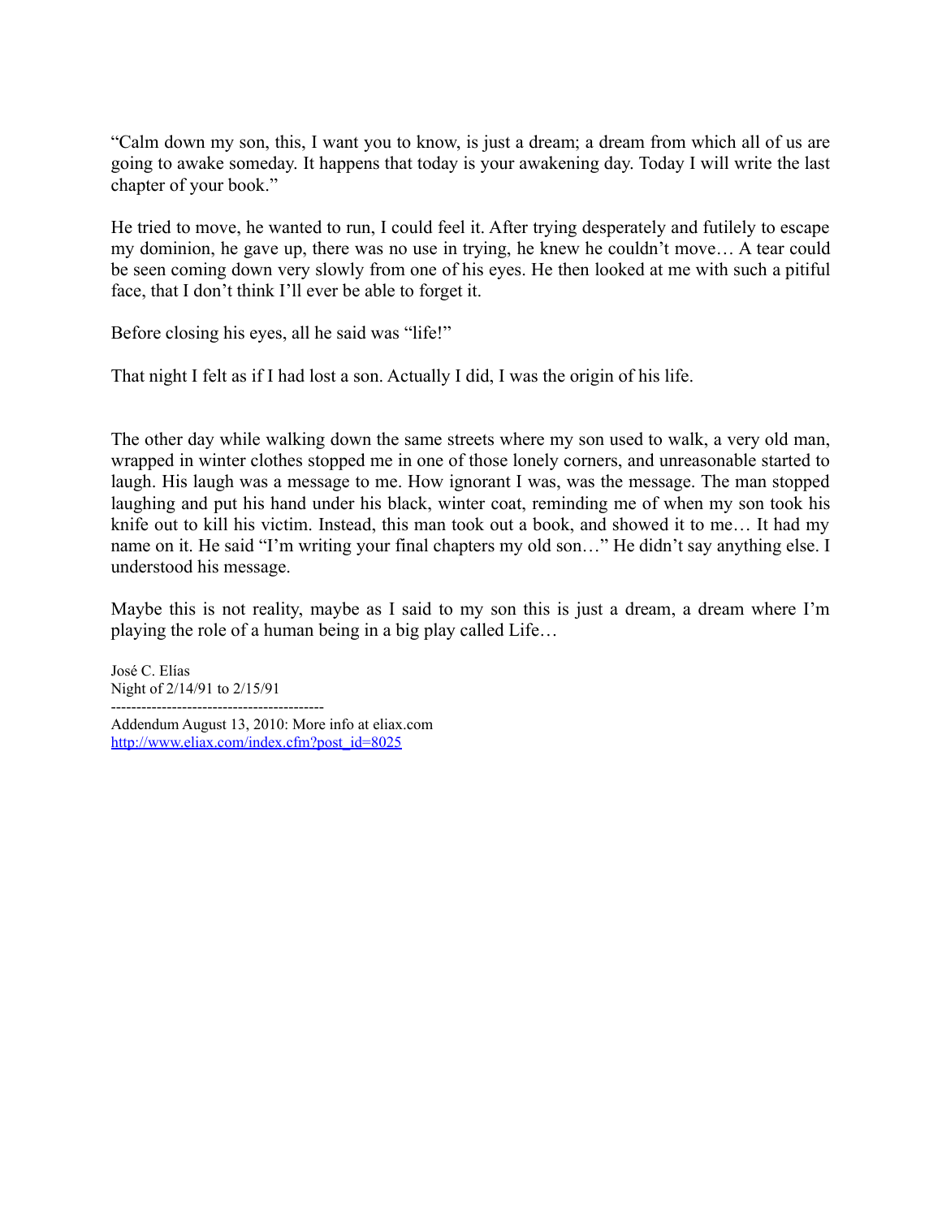"Calm down my son, this, I want you to know, is just a dream; a dream from which all of us are going to awake someday. It happens that today is your awakening day. Today I will write the last chapter of your book."

He tried to move, he wanted to run, I could feel it. After trying desperately and futilely to escape my dominion, he gave up, there was no use in trying, he knew he couldn't move… A tear could be seen coming down very slowly from one of his eyes. He then looked at me with such a pitiful face, that I don't think I'll ever be able to forget it.

Before closing his eyes, all he said was "life!"

That night I felt as if I had lost a son. Actually I did, I was the origin of his life.

The other day while walking down the same streets where my son used to walk, a very old man, wrapped in winter clothes stopped me in one of those lonely corners, and unreasonable started to laugh. His laugh was a message to me. How ignorant I was, was the message. The man stopped laughing and put his hand under his black, winter coat, reminding me of when my son took his knife out to kill his victim. Instead, this man took out a book, and showed it to me… It had my name on it. He said "I'm writing your final chapters my old son…" He didn't say anything else. I understood his message.

Maybe this is not reality, maybe as I said to my son this is just a dream, a dream where I'm playing the role of a human being in a big play called Life…

José C. Elías
Night of 2/14/91 to 2/15/91

------------------------------------------

Addendum August 13, 2010: More info at eliax.com
http://www.eliax.com/index.cfm?post_id=8025